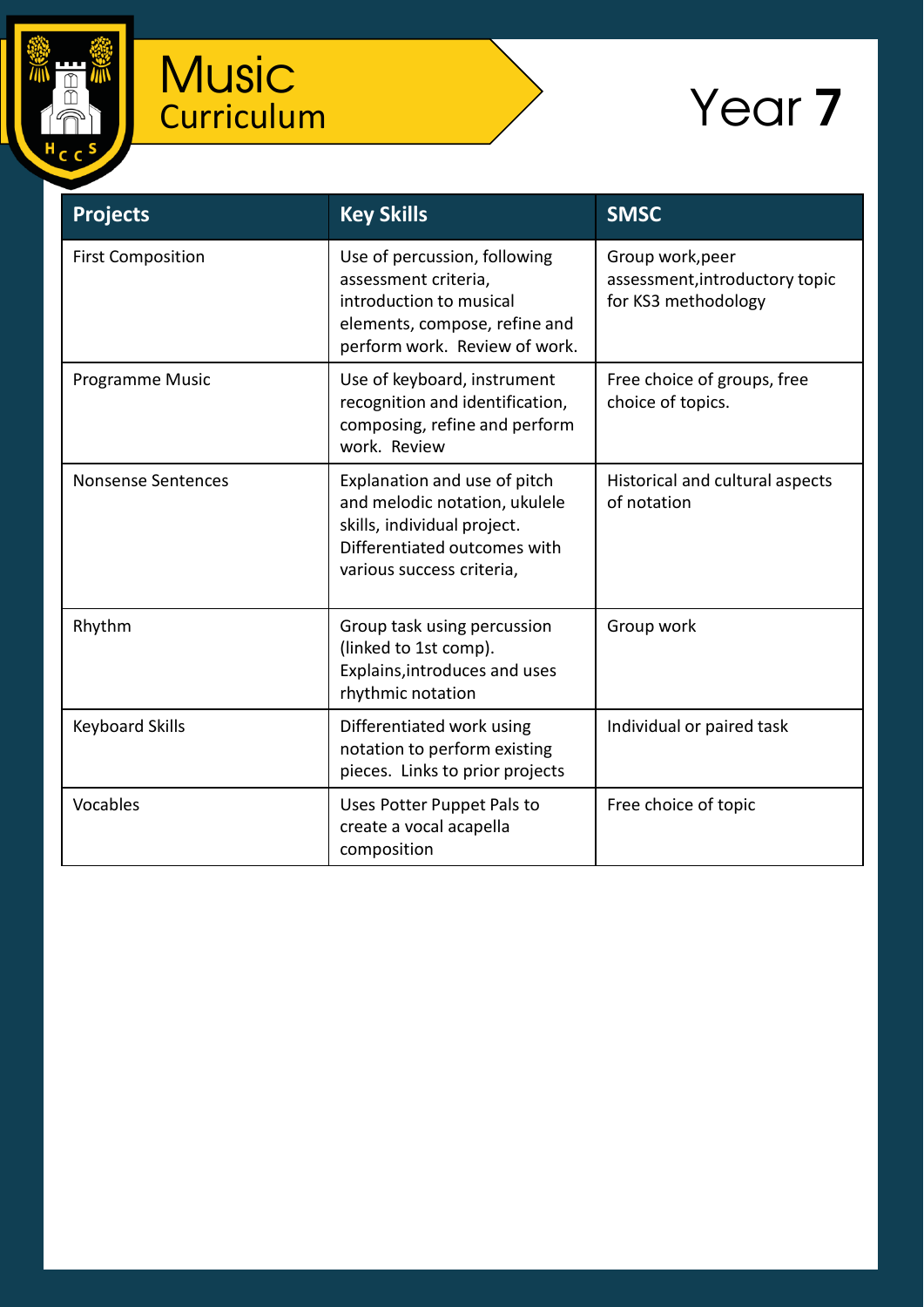# Music Curriculum

# Year **7**

| Projects | Key Skills | SMSC |
|---|---|---|
| First Composition | Use of percussion, following assessment criteria, introduction to musical elements, compose, refine and perform work. Review of work. | Group work,peer assessment,introductory topic for KS3 methodology |
| Programme Music | Use of keyboard, instrument recognition and identification, composing, refine and perform work. Review | Free choice of groups, free choice of topics. |
| Nonsense Sentences | Explanation and use of pitch and melodic notation, ukulele skills, individual project. Differentiated outcomes with various success criteria, | Historical and cultural aspects of notation |
| Rhythm | Group task using percussion (linked to 1st comp). Explains,introduces and uses rhythmic notation | Group work |
| Keyboard Skills | Differentiated work using notation to perform existing pieces. Links to prior projects | Individual or paired task |
| Vocables | Uses Potter Puppet Pals to create a vocal acapella composition | Free choice of topic |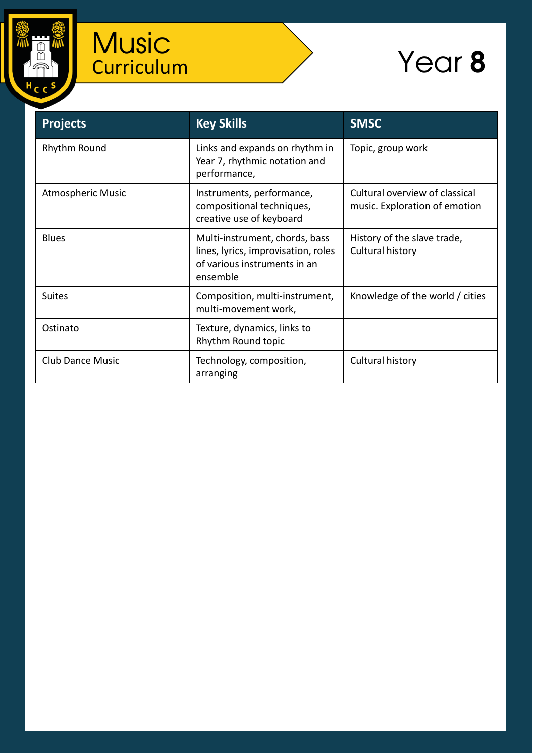# Music Curriculum

# Year 8

| Projects | Key Skills | SMSC |
| --- | --- | --- |
| Rhythm Round | Links and expands on rhythm in Year 7, rhythmic notation and performance, | Topic, group work |
| Atmospheric Music | Instruments, performance, compositional techniques, creative use of keyboard | Cultural overview of classical music. Exploration of emotion |
| Blues | Multi-instrument, chords, bass lines, lyrics, improvisation, roles of various instruments in an ensemble | History of the slave trade, Cultural history |
| Suites | Composition, multi-instrument, multi-movement work, | Knowledge of the world / cities |
| Ostinato | Texture, dynamics, links to Rhythm Round topic | |
| Club Dance Music | Technology, composition, arranging | Cultural history |